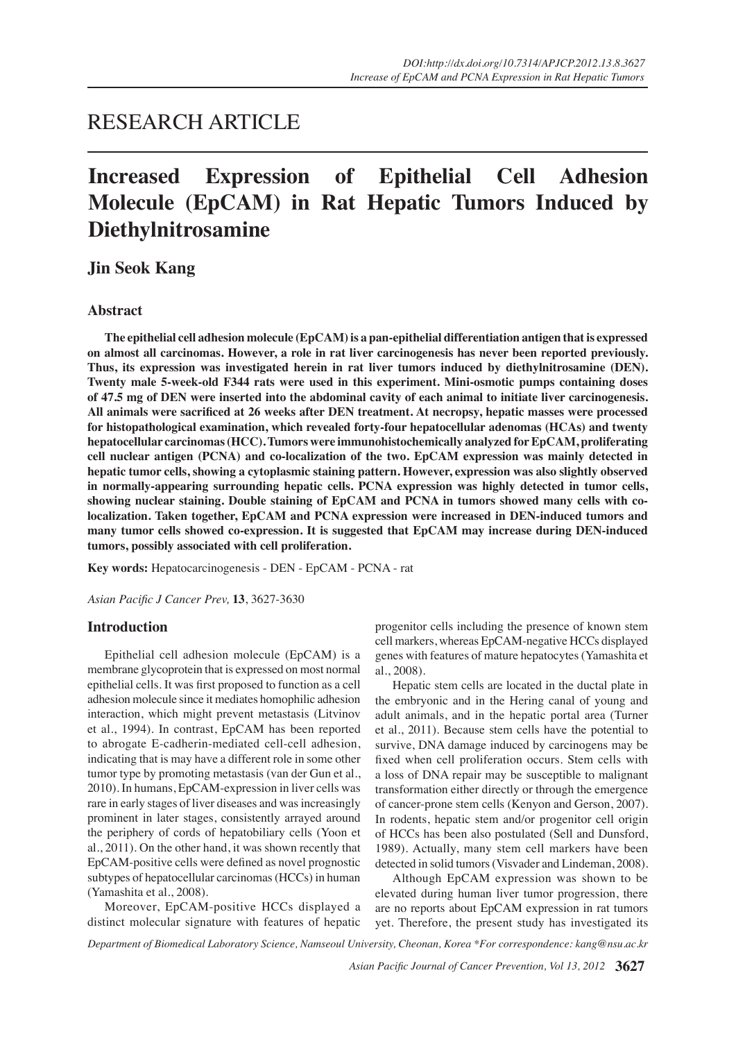# RESEARCH ARTICLE

# Increased Expression of Epithelial Cell Adhesion Molecule (EpCAM) in Rat Hepatic Tumors Induced by Diethylnitrosamine

## Jin Seok Kang

### Abstract

**The epithelial cell adhesion molecule (EpCAM) is a pan-epithelial differentiation antigen that is expressed on almost all carcinomas. However, a role in rat liver carcinogenesis has never been reported previously. Thus, its expression was investigated herein in rat liver tumors induced by diethylnitrosamine (DEN). Twenty male 5-week-old F344 rats were used in this experiment. Mini-osmotic pumps containing doses of 47.5 mg of DEN were inserted into the abdominal cavity of each animal to initiate liver carcinogenesis. All animals were sacrificed at 26 weeks after DEN treatment. At necropsy, hepatic masses were processed for histopathological examination, which revealed forty-four hepatocellular adenomas (HCAs) and twenty hepatocellular carcinomas (HCC). Tumors were immunohistochemically analyzed for EpCAM, proliferating cell nuclear antigen (PCNA) and co-localization of the two. EpCAM expression was mainly detected in hepatic tumor cells, showing a cytoplasmic staining pattern. However, expression was also slightly observed in normally-appearing surrounding hepatic cells. PCNA expression was highly detected in tumor cells, showing nuclear staining. Double staining of EpCAM and PCNA in tumors showed many cells with co-localization. Taken together, EpCAM and PCNA expression were increased in DEN-induced tumors and many tumor cells showed co-expression. It is suggested that EpCAM may increase during DEN-induced tumors, possibly associated with cell proliferation.**

**Key words:** Hepatocarcinogenesis - DEN - EpCAM - PCNA - rat

*Asian Pacific J Cancer Prev,* **13**, 3627-3630

### Introduction

Epithelial cell adhesion molecule (EpCAM) is a membrane glycoprotein that is expressed on most normal epithelial cells. It was first proposed to function as a cell adhesion molecule since it mediates homophilic adhesion interaction, which might prevent metastasis (Litvinov et al., 1994). In contrast, EpCAM has been reported to abrogate E-cadherin-mediated cell-cell adhesion, indicating that is may have a different role in some other tumor type by promoting metastasis (van der Gun et al., 2010). In humans, EpCAM-expression in liver cells was rare in early stages of liver diseases and was increasingly prominent in later stages, consistently arrayed around the periphery of cords of hepatobiliary cells (Yoon et al., 2011). On the other hand, it was shown recently that EpCAM-positive cells were defined as novel prognostic subtypes of hepatocellular carcinomas (HCCs) in human (Yamashita et al., 2008).

Moreover, EpCAM-positive HCCs displayed a distinct molecular signature with features of hepatic progenitor cells including the presence of known stem cell markers, whereas EpCAM-negative HCCs displayed genes with features of mature hepatocytes (Yamashita et al., 2008).

Hepatic stem cells are located in the ductal plate in the embryonic and in the Hering canal of young and adult animals, and in the hepatic portal area (Turner et al., 2011). Because stem cells have the potential to survive, DNA damage induced by carcinogens may be fixed when cell proliferation occurs. Stem cells with a loss of DNA repair may be susceptible to malignant transformation either directly or through the emergence of cancer-prone stem cells (Kenyon and Gerson, 2007). In rodents, hepatic stem and/or progenitor cell origin of HCCs has been also postulated (Sell and Dunsford, 1989). Actually, many stem cell markers have been detected in solid tumors (Visvader and Lindeman, 2008).

Although EpCAM expression was shown to be elevated during human liver tumor progression, there are no reports about EpCAM expression in rat tumors yet. Therefore, the present study has investigated its

*Department of Biomedical Laboratory Science, Namseoul University, Cheonan, Korea \*For correspondence: kang@nsu.ac.kr*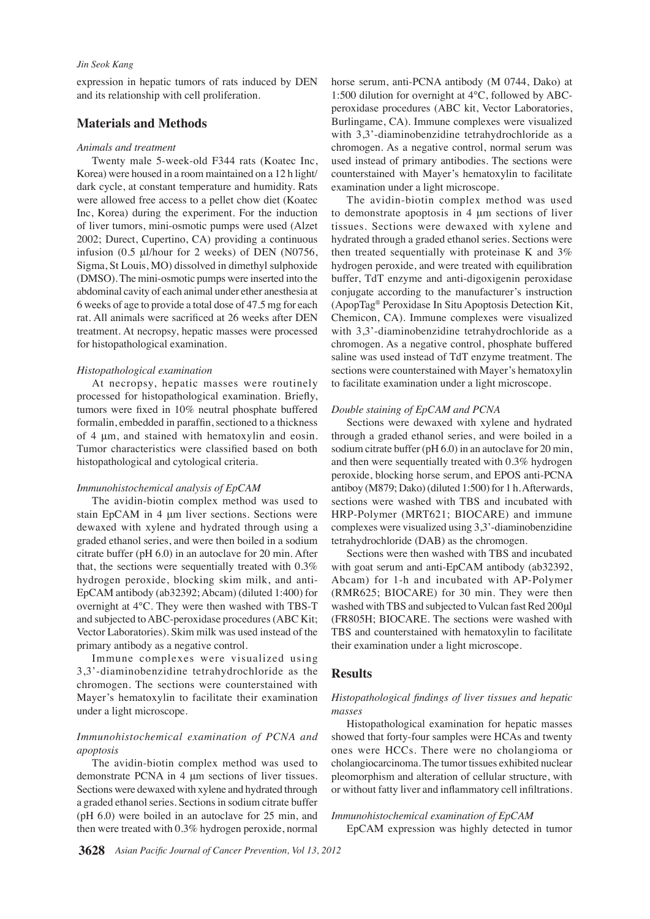expression in hepatic tumors of rats induced by DEN and its relationship with cell proliferation.

## Materials and Methods

### *Animals and treatment*

Twenty male 5-week-old F344 rats (Koatec Inc, Korea) were housed in a room maintained on a 12 h light/dark cycle, at constant temperature and humidity. Rats were allowed free access to a pellet chow diet (Koatec Inc, Korea) during the experiment. For the induction of liver tumors, mini-osmotic pumps were used (Alzet 2002; Durect, Cupertino, CA) providing a continuous infusion (0.5 μl/hour for 2 weeks) of DEN (N0756, Sigma, St Louis, MO) dissolved in dimethyl sulphoxide (DMSO). The mini-osmotic pumps were inserted into the abdominal cavity of each animal under ether anesthesia at 6 weeks of age to provide a total dose of 47.5 mg for each rat. All animals were sacrificed at 26 weeks after DEN treatment. At necropsy, hepatic masses were processed for histopathological examination.

### *Histopathological examination*

At necropsy, hepatic masses were routinely processed for histopathological examination. Briefly, tumors were fixed in 10% neutral phosphate buffered formalin, embedded in paraffin, sectioned to a thickness of 4 μm, and stained with hematoxylin and eosin. Tumor characteristics were classified based on both histopathological and cytological criteria.

### *Immunohistochemical analysis of EpCAM*

The avidin-biotin complex method was used to stain EpCAM in 4 μm liver sections. Sections were dewaxed with xylene and hydrated through using a graded ethanol series, and were then boiled in a sodium citrate buffer (pH 6.0) in an autoclave for 20 min. After that, the sections were sequentially treated with 0.3% hydrogen peroxide, blocking skim milk, and anti-EpCAM antibody (ab32392; Abcam) (diluted 1:400) for overnight at 4°C. They were then washed with TBS-T and subjected to ABC-peroxidase procedures (ABC Kit; Vector Laboratories). Skim milk was used instead of the primary antibody as a negative control.

Immune complexes were visualized using 3,3'-diaminobenzidine tetrahydrochloride as the chromogen. The sections were counterstained with Mayer's hematoxylin to facilitate their examination under a light microscope.

### *Immunohistochemical examination of PCNA and apoptosis*

The avidin-biotin complex method was used to demonstrate PCNA in 4 μm sections of liver tissues. Sections were dewaxed with xylene and hydrated through a graded ethanol series. Sections in sodium citrate buffer (pH 6.0) were boiled in an autoclave for 25 min, and then were treated with 0.3% hydrogen peroxide, normal horse serum, anti-PCNA antibody (M 0744, Dako) at 1:500 dilution for overnight at 4°C, followed by ABC-peroxidase procedures (ABC kit, Vector Laboratories, Burlingame, CA). Immune complexes were visualized with 3,3'-diaminobenzidine tetrahydrochloride as a chromogen. As a negative control, normal serum was used instead of primary antibodies. The sections were counterstained with Mayer's hematoxylin to facilitate examination under a light microscope.

The avidin-biotin complex method was used to demonstrate apoptosis in 4 μm sections of liver tissues. Sections were dewaxed with xylene and hydrated through a graded ethanol series. Sections were then treated sequentially with proteinase K and 3% hydrogen peroxide, and were treated with equilibration buffer, TdT enzyme and anti-digoxigenin peroxidase conjugate according to the manufacturer's instruction (ApopTag® Peroxidase In Situ Apoptosis Detection Kit, Chemicon, CA). Immune complexes were visualized with 3,3'-diaminobenzidine tetrahydrochloride as a chromogen. As a negative control, phosphate buffered saline was used instead of TdT enzyme treatment. The sections were counterstained with Mayer's hematoxylin to facilitate examination under a light microscope.

### *Double staining of EpCAM and PCNA*

Sections were dewaxed with xylene and hydrated through a graded ethanol series, and were boiled in a sodium citrate buffer (pH 6.0) in an autoclave for 20 min, and then were sequentially treated with 0.3% hydrogen peroxide, blocking horse serum, and EPOS anti-PCNA antiboy (M879; Dako) (diluted 1:500) for 1 h. Afterwards, sections were washed with TBS and incubated with HRP-Polymer (MRT621; BIOCARE) and immune complexes were visualized using 3,3'-diaminobenzidine tetrahydrochloride (DAB) as the chromogen.

Sections were then washed with TBS and incubated with goat serum and anti-EpCAM antibody (ab32392, Abcam) for 1-h and incubated with AP-Polymer (RMR625; BIOCARE) for 30 min. They were then washed with TBS and subjected to Vulcan fast Red 200μl (FR805H; BIOCARE. The sections were washed with TBS and counterstained with hematoxylin to facilitate their examination under a light microscope.

## Results

### *Histopathological findings of liver tissues and hepatic masses*

Histopathological examination for hepatic masses showed that forty-four samples were HCAs and twenty ones were HCCs. There were no cholangioma or cholangiocarcinoma. The tumor tissues exhibited nuclear pleomorphism and alteration of cellular structure, with or without fatty liver and inflammatory cell infiltrations.

### *Immunohistochemical examination of EpCAM*

EpCAM expression was highly detected in tumor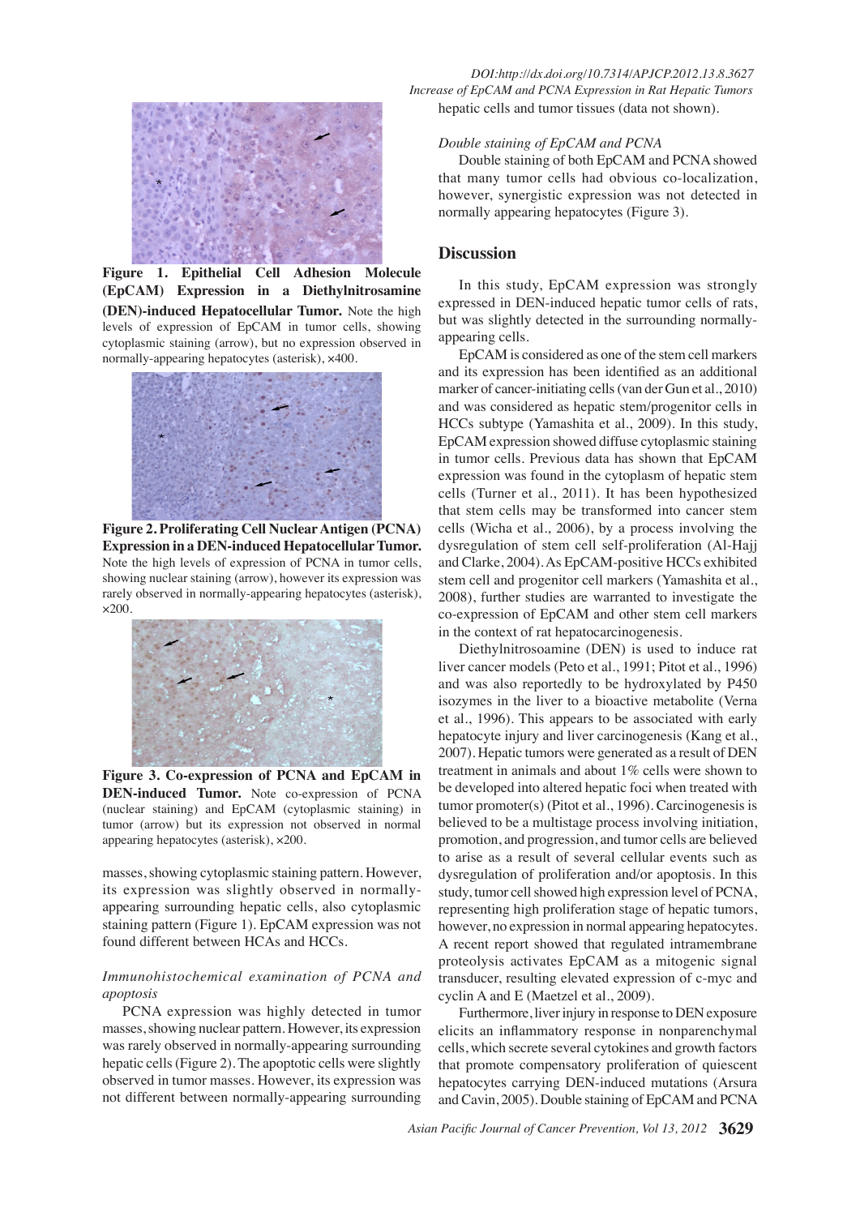**Figure 1. Epithelial Cell Adhesion Molecule (EpCAM) Expression in a Diethylnitrosamine (DEN)-induced Hepatocellular Tumor.** Note the high levels of expression of EpCAM in tumor cells, showing cytoplasmic staining (arrow), but no expression observed in normally-appearing hepatocytes (asterisk), ×400.

**Figure 2. Proliferating Cell Nuclear Antigen (PCNA) Expression in a DEN-induced Hepatocellular Tumor.** Note the high levels of expression of PCNA in tumor cells, showing nuclear staining (arrow), however its expression was rarely observed in normally-appearing hepatocytes (asterisk), ×200.

**Figure 3. Co-expression of PCNA and EpCAM in DEN-induced Tumor.** Note co-expression of PCNA (nuclear staining) and EpCAM (cytoplasmic staining) in tumor (arrow) but its expression not observed in normal appearing hepatocytes (asterisk), ×200.

masses, showing cytoplasmic staining pattern. However, its expression was slightly observed in normally-appearing surrounding hepatic cells, also cytoplasmic staining pattern (Figure 1). EpCAM expression was not found different between HCAs and HCCs.

### *Immunohistochemical examination of PCNA and apoptosis*

PCNA expression was highly detected in tumor masses, showing nuclear pattern. However, its expression was rarely observed in normally-appearing surrounding hepatic cells (Figure 2). The apoptotic cells were slightly observed in tumor masses. However, its expression was not different between normally-appearing surrounding hepatic cells and tumor tissues (data not shown).

### *Double staining of EpCAM and PCNA*

Double staining of both EpCAM and PCNA showed that many tumor cells had obvious co-localization, however, synergistic expression was not detected in normally appearing hepatocytes (Figure 3).

## Discussion

In this study, EpCAM expression was strongly expressed in DEN-induced hepatic tumor cells of rats, but was slightly detected in the surrounding normally-appearing cells.

EpCAM is considered as one of the stem cell markers and its expression has been identified as an additional marker of cancer-initiating cells (van der Gun et al., 2010) and was considered as hepatic stem/progenitor cells in HCCs subtype (Yamashita et al., 2009). In this study, EpCAM expression showed diffuse cytoplasmic staining in tumor cells. Previous data has shown that EpCAM expression was found in the cytoplasm of hepatic stem cells (Turner et al., 2011). It has been hypothesized that stem cells may be transformed into cancer stem cells (Wicha et al., 2006), by a process involving the dysregulation of stem cell self-proliferation (Al-Hajj and Clarke, 2004). As EpCAM-positive HCCs exhibited stem cell and progenitor cell markers (Yamashita et al., 2008), further studies are warranted to investigate the co-expression of EpCAM and other stem cell markers in the context of rat hepatocarcinogenesis.

Diethylnitrosoamine (DEN) is used to induce rat liver cancer models (Peto et al., 1991; Pitot et al., 1996) and was also reportedly to be hydroxylated by P450 isozymes in the liver to a bioactive metabolite (Verna et al., 1996). This appears to be associated with early hepatocyte injury and liver carcinogenesis (Kang et al., 2007). Hepatic tumors were generated as a result of DEN treatment in animals and about 1% cells were shown to be developed into altered hepatic foci when treated with tumor promoter(s) (Pitot et al., 1996). Carcinogenesis is believed to be a multistage process involving initiation, promotion, and progression, and tumor cells are believed to arise as a result of several cellular events such as dysregulation of proliferation and/or apoptosis. In this study, tumor cell showed high expression level of PCNA, representing high proliferation stage of hepatic tumors, however, no expression in normal appearing hepatocytes. A recent report showed that regulated intramembrane proteolysis activates EpCAM as a mitogenic signal transducer, resulting elevated expression of c-myc and cyclin A and E (Maetzel et al., 2009).

Furthermore, liver injury in response to DEN exposure elicits an inflammatory response in nonparenchymal cells, which secrete several cytokines and growth factors that promote compensatory proliferation of quiescent hepatocytes carrying DEN-induced mutations (Arsura and Cavin, 2005). Double staining of EpCAM and PCNA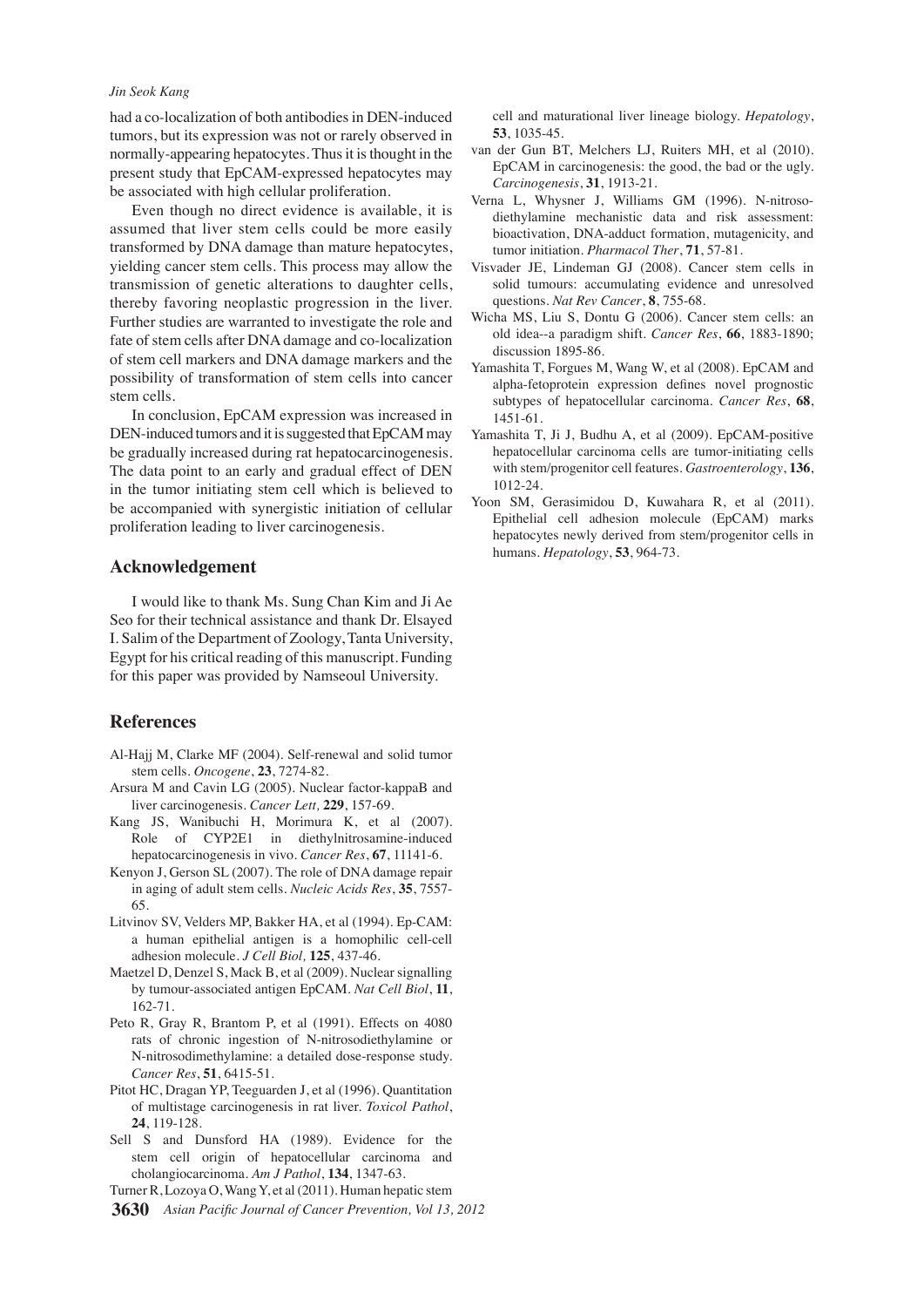had a co-localization of both antibodies in DEN-induced tumors, but its expression was not or rarely observed in normally-appearing hepatocytes. Thus it is thought in the present study that EpCAM-expressed hepatocytes may be associated with high cellular proliferation.

Even though no direct evidence is available, it is assumed that liver stem cells could be more easily transformed by DNA damage than mature hepatocytes, yielding cancer stem cells. This process may allow the transmission of genetic alterations to daughter cells, thereby favoring neoplastic progression in the liver. Further studies are warranted to investigate the role and fate of stem cells after DNA damage and co-localization of stem cell markers and DNA damage markers and the possibility of transformation of stem cells into cancer stem cells.

In conclusion, EpCAM expression was increased in DEN-induced tumors and it is suggested that EpCAM may be gradually increased during rat hepatocarcinogenesis. The data point to an early and gradual effect of DEN in the tumor initiating stem cell which is believed to be accompanied with synergistic initiation of cellular proliferation leading to liver carcinogenesis.

## Acknowledgement

I would like to thank Ms. Sung Chan Kim and Ji Ae Seo for their technical assistance and thank Dr. Elsayed I. Salim of the Department of Zoology, Tanta University, Egypt for his critical reading of this manuscript. Funding for this paper was provided by Namseoul University.

## References

Al-Hajj M, Clarke MF (2004). Self-renewal and solid tumor stem cells. *Oncogene*, **23**, 7274-82.

Arsura M and Cavin LG (2005). Nuclear factor-kappaB and liver carcinogenesis. *Cancer Lett,* **229**, 157-69.

Kang JS, Wanibuchi H, Morimura K, et al (2007). Role of CYP2E1 in diethylnitrosamine-induced hepatocarcinogenesis in vivo. *Cancer Res*, **67**, 11141-6.

Kenyon J, Gerson SL (2007). The role of DNA damage repair in aging of adult stem cells. *Nucleic Acids Res*, **35**, 7557-65.

Litvinov SV, Velders MP, Bakker HA, et al (1994). Ep-CAM: a human epithelial antigen is a homophilic cell-cell adhesion molecule. *J Cell Biol,* **125**, 437-46.

Maetzel D, Denzel S, Mack B, et al (2009). Nuclear signalling by tumour-associated antigen EpCAM. *Nat Cell Biol*, **11**, 162-71.

Peto R, Gray R, Brantom P, et al (1991). Effects on 4080 rats of chronic ingestion of N-nitrosodiethylamine or N-nitrosodimethylamine: a detailed dose-response study. *Cancer Res*, **51**, 6415-51.

Pitot HC, Dragan YP, Teeguarden J, et al (1996). Quantitation of multistage carcinogenesis in rat liver. *Toxicol Pathol*, **24**, 119-128.

Sell S and Dunsford HA (1989). Evidence for the stem cell origin of hepatocellular carcinoma and cholangiocarcinoma. *Am J Pathol*, **134**, 1347-63.

Turner R, Lozoya O, Wang Y, et al (2011). Human hepatic stem cell and maturational liver lineage biology. *Hepatology*, **53**, 1035-45.

van der Gun BT, Melchers LJ, Ruiters MH, et al (2010). EpCAM in carcinogenesis: the good, the bad or the ugly. *Carcinogenesis*, **31**, 1913-21.

Verna L, Whysner J, Williams GM (1996). N-nitrosodiethylamine mechanistic data and risk assessment: bioactivation, DNA-adduct formation, mutagenicity, and tumor initiation. *Pharmacol Ther*, **71**, 57-81.

Visvader JE, Lindeman GJ (2008). Cancer stem cells in solid tumours: accumulating evidence and unresolved questions. *Nat Rev Cancer*, **8**, 755-68.

Wicha MS, Liu S, Dontu G (2006). Cancer stem cells: an old idea--a paradigm shift. *Cancer Res*, **66**, 1883-1890; discussion 1895-86.

Yamashita T, Forgues M, Wang W, et al (2008). EpCAM and alpha-fetoprotein expression defines novel prognostic subtypes of hepatocellular carcinoma. *Cancer Res*, **68**, 1451-61.

Yamashita T, Ji J, Budhu A, et al (2009). EpCAM-positive hepatocellular carcinoma cells are tumor-initiating cells with stem/progenitor cell features. *Gastroenterology*, **136**, 1012-24.

Yoon SM, Gerasimidou D, Kuwahara R, et al (2011). Epithelial cell adhesion molecule (EpCAM) marks hepatocytes newly derived from stem/progenitor cells in humans. *Hepatology*, **53**, 964-73.